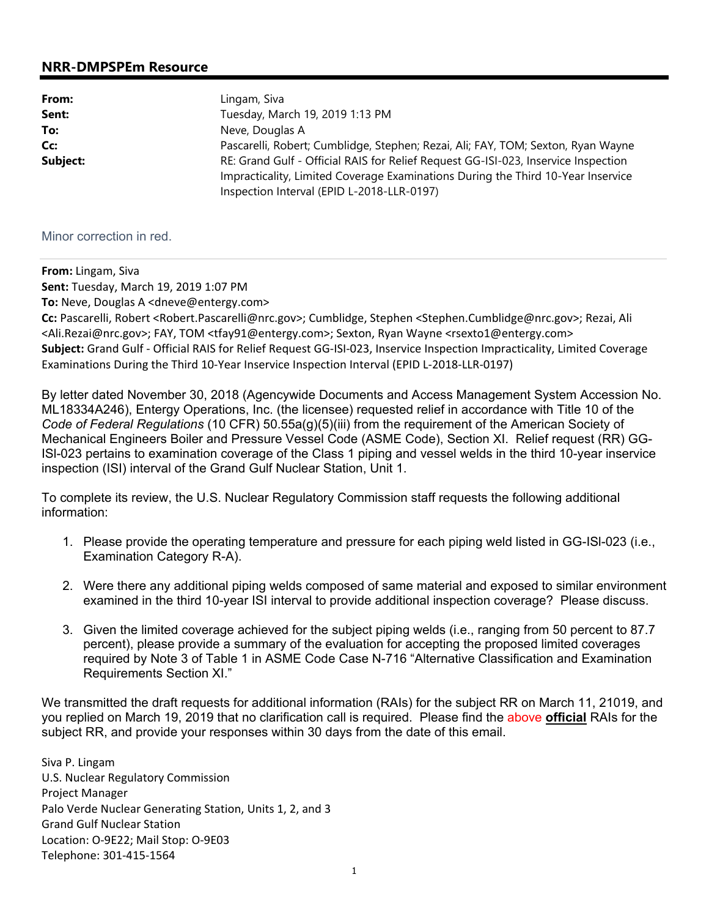## NRR-DMPSPEm Resource

| | |
|---|---|
| **From:** | Lingam, Siva |
| **Sent:** | Tuesday, March 19, 2019 1:13 PM |
| **To:** | Neve, Douglas A |
| **Cc:** | Pascarelli, Robert; Cumblidge, Stephen; Rezai, Ali; FAY, TOM; Sexton, Ryan Wayne |
| **Subject:** | RE: Grand Gulf - Official RAIS for Relief Request GG-ISI-023, Inservice Inspection Impracticality, Limited Coverage Examinations During the Third 10-Year Inservice Inspection Interval (EPID L-2018-LLR-0197) |

Minor correction in red.

---

**From:** Lingam, Siva
**Sent:** Tuesday, March 19, 2019 1:07 PM
**To:** Neve, Douglas A <dneve@entergy.com>
**Cc:** Pascarelli, Robert <Robert.Pascarelli@nrc.gov>; Cumblidge, Stephen <Stephen.Cumblidge@nrc.gov>; Rezai, Ali <Ali.Rezai@nrc.gov>; FAY, TOM <tfay91@entergy.com>; Sexton, Ryan Wayne <rsexto1@entergy.com>
**Subject:** Grand Gulf - Official RAIS for Relief Request GG-ISI-023, Inservice Inspection Impracticality, Limited Coverage Examinations During the Third 10-Year Inservice Inspection Interval (EPID L-2018-LLR-0197)

By letter dated November 30, 2018 (Agencywide Documents and Access Management System Accession No. ML18334A246), Entergy Operations, Inc. (the licensee) requested relief in accordance with Title 10 of the *Code of Federal Regulations* (10 CFR) 50.55a(g)(5)(iii) from the requirement of the American Society of Mechanical Engineers Boiler and Pressure Vessel Code (ASME Code), Section XI. Relief request (RR) GG-ISI-023 pertains to examination coverage of the Class 1 piping and vessel welds in the third 10-year inservice inspection (ISI) interval of the Grand Gulf Nuclear Station, Unit 1.

To complete its review, the U.S. Nuclear Regulatory Commission staff requests the following additional information:

1. Please provide the operating temperature and pressure for each piping weld listed in GG-ISI-023 (i.e., Examination Category R-A).
2. Were there any additional piping welds composed of same material and exposed to similar environment examined in the third 10-year ISI interval to provide additional inspection coverage? Please discuss.
3. Given the limited coverage achieved for the subject piping welds (i.e., ranging from 50 percent to 87.7 percent), please provide a summary of the evaluation for accepting the proposed limited coverages required by Note 3 of Table 1 in ASME Code Case N-716 "Alternative Classification and Examination Requirements Section XI."

We transmitted the draft requests for additional information (RAIs) for the subject RR on March 11, 21019, and you replied on March 19, 2019 that no clarification call is required. Please find the above **official** RAIs for the subject RR, and provide your responses within 30 days from the date of this email.

Siva P. Lingam
U.S. Nuclear Regulatory Commission
Project Manager
Palo Verde Nuclear Generating Station, Units 1, 2, and 3
Grand Gulf Nuclear Station
Location: O-9E22; Mail Stop: O-9E03
Telephone: 301-415-1564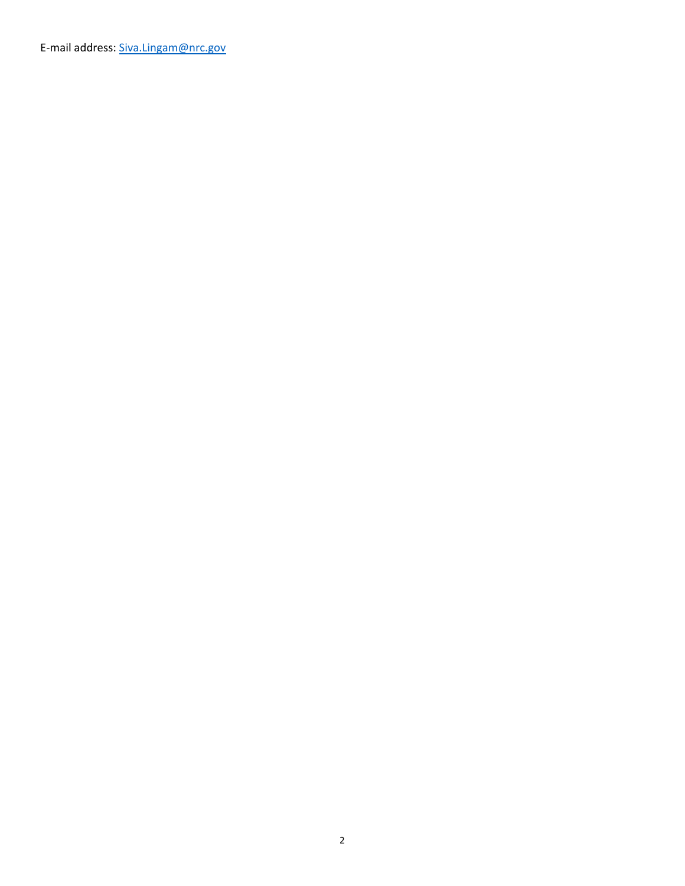E-mail address: [Siva.Lingam@nrc.gov](mailto:Siva.Lingam@nrc.gov)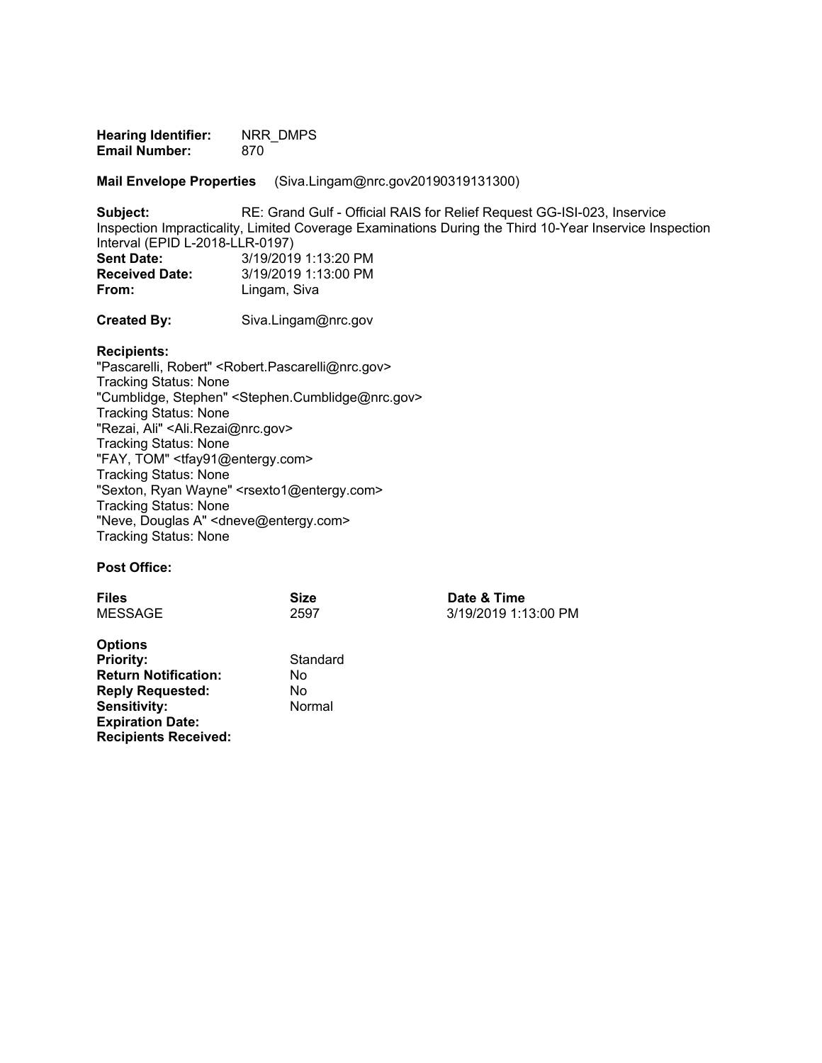**Hearing Identifier:** NRR_DMPS
**Email Number:** 870

**Mail Envelope Properties** (Siva.Lingam@nrc.gov20190319131300)

**Subject:** RE: Grand Gulf - Official RAIS for Relief Request GG-ISI-023, Inservice Inspection Impracticality, Limited Coverage Examinations During the Third 10-Year Inservice Inspection Interval (EPID L-2018-LLR-0197)
**Sent Date:** 3/19/2019 1:13:20 PM
**Received Date:** 3/19/2019 1:13:00 PM
**From:** Lingam, Siva

**Created By:** Siva.Lingam@nrc.gov

**Recipients:**
"Pascarelli, Robert" <Robert.Pascarelli@nrc.gov>
Tracking Status: None
"Cumblidge, Stephen" <Stephen.Cumblidge@nrc.gov>
Tracking Status: None
"Rezai, Ali" <Ali.Rezai@nrc.gov>
Tracking Status: None
"FAY, TOM" <tfay91@entergy.com>
Tracking Status: None
"Sexton, Ryan Wayne" <rsexto1@entergy.com>
Tracking Status: None
"Neve, Douglas A" <dneve@entergy.com>
Tracking Status: None

**Post Office:**

| **Files** | **Size** | **Date & Time** |
|---|---|---|
| MESSAGE | 2597 | 3/19/2019 1:13:00 PM |

**Options**
**Priority:** Standard
**Return Notification:** No
**Reply Requested:** No
**Sensitivity:** Normal
**Expiration Date:**
**Recipients Received:**